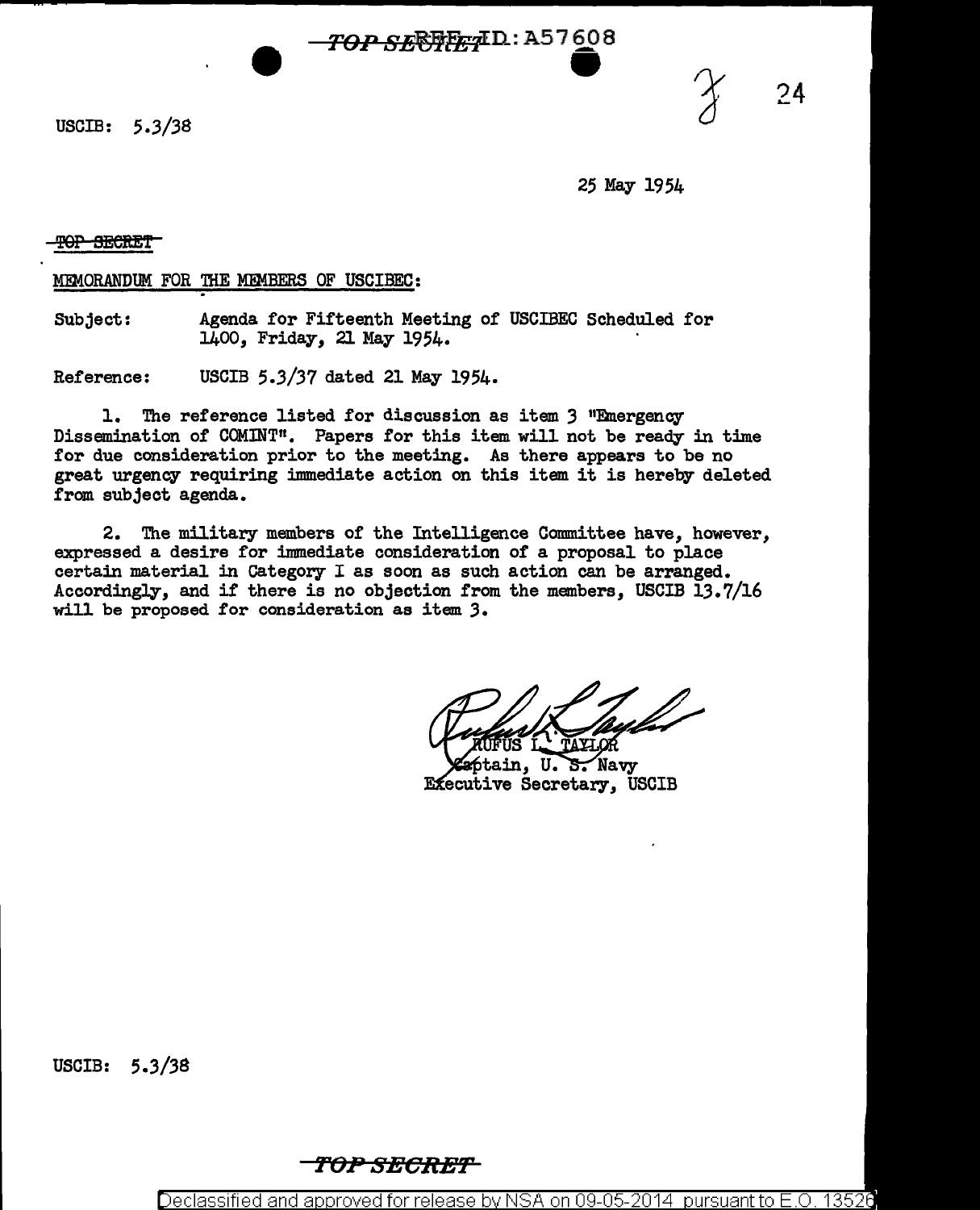TOP SECRET REF ID: A57608

USCIB: 5.3/38

25 May 1954

~~TOP SECRET~~

MEMORANDUM FOR THE MEMBERS OF USCIBEC:

Subject: Agenda for Fifteenth Meeting of USCIBEC Scheduled for 1400, Friday, 21 May 1954.

Reference: USCIB 5.3/37 dated 21 May 1954.

1. The reference listed for discussion as item 3 "Emergency Dissemination of COMINT". Papers for this item will not be ready in time for due consideration prior to the meeting. As there appears to be no great urgency requiring immediate action on this item it is hereby deleted from subject agenda.

2. The military members of the Intelligence Committee have, however, expressed a desire for immediate consideration of a proposal to place certain material in Category I as soon as such action can be arranged. Accordingly, and if there is no objection from the members, USCIB 13.7/16 will be proposed for consideration as item 3.

RUFUS L. TAYLOR
Captain, U. S. Navy
Executive Secretary, USCIB

USCIB: 5.3/38

TOP SECRET

Declassified and approved for release by NSA on 09-05-2014 pursuant to E.O. 13526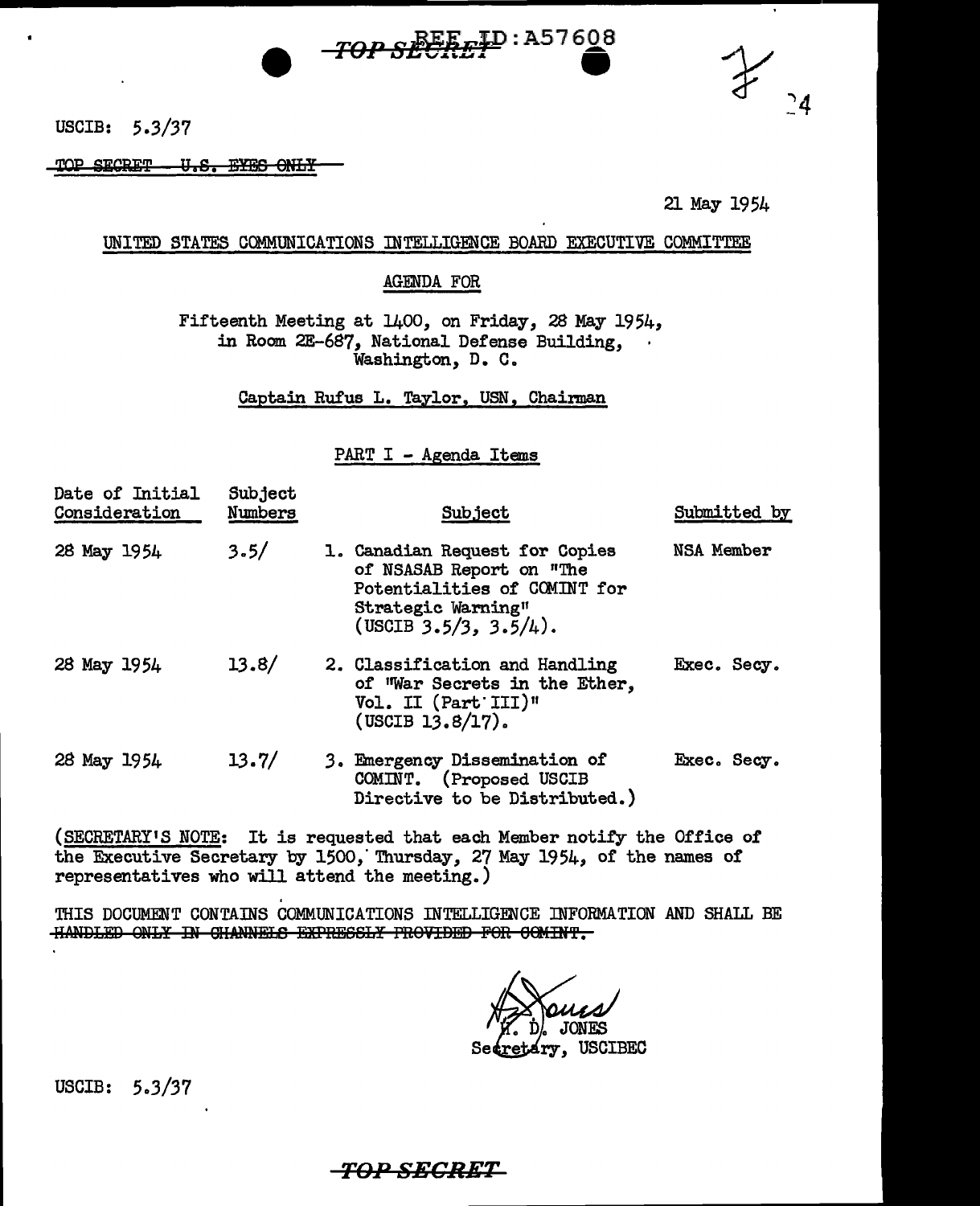TOP SECRET REF ID:A57608

USCIB: 5.3/37

~~TOP SECRET - U.S. EYES ONLY~~

21 May 1954

UNITED STATES COMMUNICATIONS INTELLIGENCE BOARD EXECUTIVE COMMITTEE

AGENDA FOR

Fifteenth Meeting at 1400, on Friday, 28 May 1954, in Room 2E-687, National Defense Building, Washington, D. C.

Captain Rufus L. Taylor, USN, Chairman

PART I - Agenda Items

| Date of Initial Consideration | Subject Numbers | Subject | Submitted by |
|---|---|---|---|
| 28 May 1954 | 3.5/ | 1. Canadian Request for Copies of NSASAB Report on "The Potentialities of COMINT for Strategic Warning" (USCIB 3.5/3, 3.5/4). | NSA Member |
| 28 May 1954 | 13.8/ | 2. Classification and Handling of "War Secrets in the Ether, Vol. II (Part III)" (USCIB 13.8/17). | Exec. Secy. |
| 28 May 1954 | 13.7/ | 3. Emergency Dissemination of COMINT. (Proposed USCIB Directive to be Distributed.) | Exec. Secy. |

(SECRETARY'S NOTE: It is requested that each Member notify the Office of the Executive Secretary by 1500, Thursday, 27 May 1954, of the names of representatives who will attend the meeting.)

THIS DOCUMENT CONTAINS COMMUNICATIONS INTELLIGENCE INFORMATION AND SHALL BE ~~HANDLED ONLY IN CHANNELS EXPRESSLY PROVIDED FOR COMINT.~~

H. D. JONES
Secretary, USCIBEC

USCIB: 5.3/37

TOP SECRET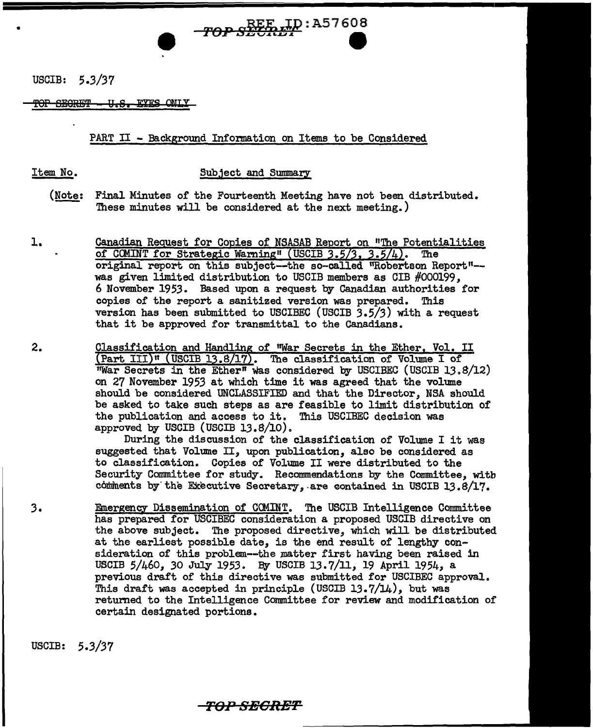USCIB: 5.3/37

~~TOP SECRET - U.S. EYES ONLY~~

PART II - Background Information on Items to be Considered

Item No. Subject and Summary

(Note: Final Minutes of the Fourteenth Meeting have not been distributed. These minutes will be considered at the next meeting.)

1. Canadian Request for Copies of NSASAB Report on "The Potentialities of COMINT for Strategic Warning" (USCIB 3.5/3, 3.5/4). The original report on this subject--the so-called "Robertson Report"--was given limited distribution to USCIB members as CIB #000199, 6 November 1953. Based upon a request by Canadian authorities for copies of the report a sanitized version was prepared. This version has been submitted to USCIBEC (USCIB 3.5/3) with a request that it be approved for transmittal to the Canadians.

2. Classification and Handling of "War Secrets in the Ether, Vol. II (Part III)" (USCIB 13.8/17). The classification of Volume I of "War Secrets in the Ether" was considered by USCIBEC (USCIB 13.8/12) on 27 November 1953 at which time it was agreed that the volume should be considered UNCLASSIFIED and that the Director, NSA should be asked to take such steps as are feasible to limit distribution of the publication and access to it. This USCIBEC decision was approved by USCIB (USCIB 13.8/10).

   During the discussion of the classification of Volume I it was suggested that Volume II, upon publication, also be considered as to classification. Copies of Volume II were distributed to the Security Committee for study. Recommendations by the Committee, with comments by the Executive Secretary, are contained in USCIB 13.8/17.

3. Emergency Dissemination of COMINT. The USCIB Intelligence Committee has prepared for USCIBEC consideration a proposed USCIB directive on the above subject. The proposed directive, which will be distributed at the earliest possible date, is the end result of lengthy consideration of this problem--the matter first having been raised in USCIB 5/460, 30 July 1953. By USCIB 13.7/11, 19 April 1954, a previous draft of this directive was submitted for USCIBEC approval. This draft was accepted in principle (USCIB 13.7/14), but was returned to the Intelligence Committee for review and modification of certain designated portions.

USCIB: 5.3/37